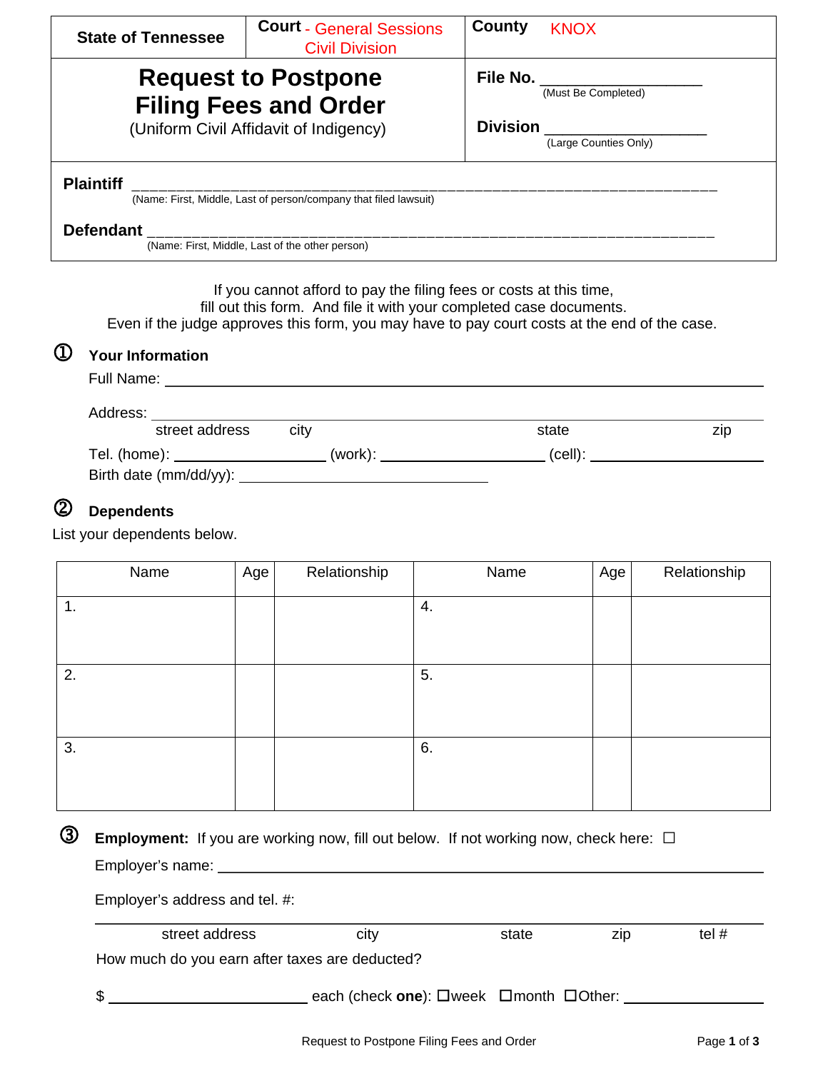| State of Tennessee | Court - General Sessions Civil Division | County KNOX |
|---|---|---|

# Request to Postpone Filing Fees and Order

(Uniform Civil Affidavit of Indigency)

**File No.** ____________________
(Must Be Completed)

**Division** ____________________
(Large Counties Only)

**Plaintiff** ________________________________________________________________
(Name: First, Middle, Last of person/company that filed lawsuit)

**Defendant** ________________________________________________________________
(Name: First, Middle, Last of the other person)

If you cannot afford to pay the filing fees or costs at this time,
fill out this form. And file it with your completed case documents.
Even if the judge approves this form, you may have to pay court costs at the end of the case.

## ① Your Information

Full Name: ____________________________________________

Address: ____________________________________________
street address    city    state    zip

Tel. (home): ______________ (work): ______________ (cell): ______________

Birth date (mm/dd/yy): ______________________

## ② Dependents

List your dependents below.

| Name | Age | Relationship | Name | Age | Relationship |
|---|---|---|---|---|---|
| 1. | | | 4. | | |
| 2. | | | 5. | | |
| 3. | | | 6. | | |

## ③ Employment: If you are working now, fill out below. If not working now, check here: ☐

Employer's name: ____________________________________________

Employer's address and tel. #:

____________________________________________
street address    city    state    zip    tel #

How much do you earn after taxes are deducted?

$ ______________________ each (check **one**): ☐week ☐month ☐Other: ______________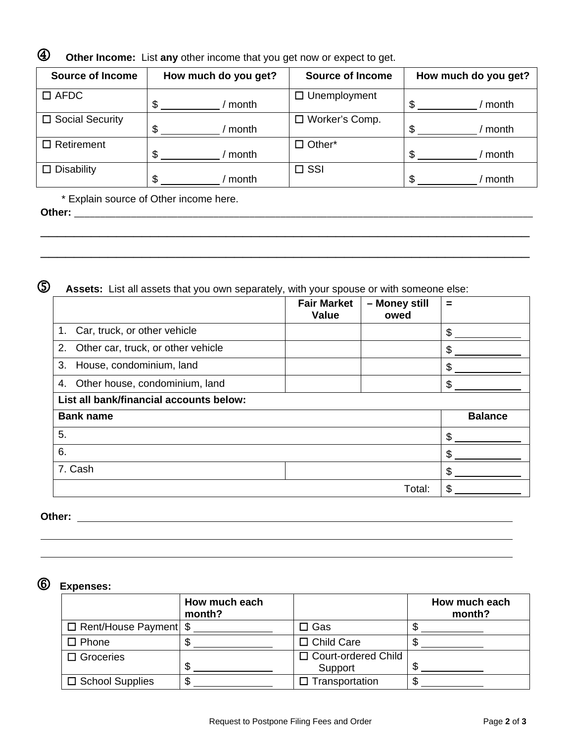④ **Other Income:** List **any** other income that you get now or expect to get.

| Source of Income | How much do you get? | Source of Income | How much do you get? |
|---|---|---|---|
| ☐ AFDC | $ __________ / month | ☐ Unemployment | $ __________ / month |
| ☐ Social Security | $ __________ / month | ☐ Worker's Comp. | $ __________ / month |
| ☐ Retirement | $ __________ / month | ☐ Other* | $ __________ / month |
| ☐ Disability | $ __________ / month | ☐ SSI | $ __________ / month |

\* Explain source of Other income here.

**Other:** ______________________________________________________________________________

______________________________________________________________________________

______________________________________________________________________________

⑤ **Assets:** List all assets that you own separately, with your spouse or with someone else:

| | Fair Market Value | – Money still owed | = |
|---|---|---|---|
| 1. Car, truck, or other vehicle | | | $ __________ |
| 2. Other car, truck, or other vehicle | | | $ __________ |
| 3. House, condominium, land | | | $ __________ |
| 4. Other house, condominium, land | | | $ __________ |
| **List all bank/financial accounts below:** | | | |
| **Bank name** | | | **Balance** |
| 5. | | | $ __________ |
| 6. | | | $ __________ |
| 7. Cash | | | $ __________ |
| | | Total: | $ __________ |

**Other:** ______________________________________________________________________________

______________________________________________________________________________

______________________________________________________________________________

⑥ **Expenses:**

| | How much each month? | | How much each month? |
|---|---|---|---|
| ☐ Rent/House Payment | $ __________ | ☐ Gas | $ __________ |
| ☐ Phone | $ __________ | ☐ Child Care | $ __________ |
| ☐ Groceries | $ __________ | ☐ Court-ordered Child Support | $ __________ |
| ☐ School Supplies | $ __________ | ☐ Transportation | $ __________ |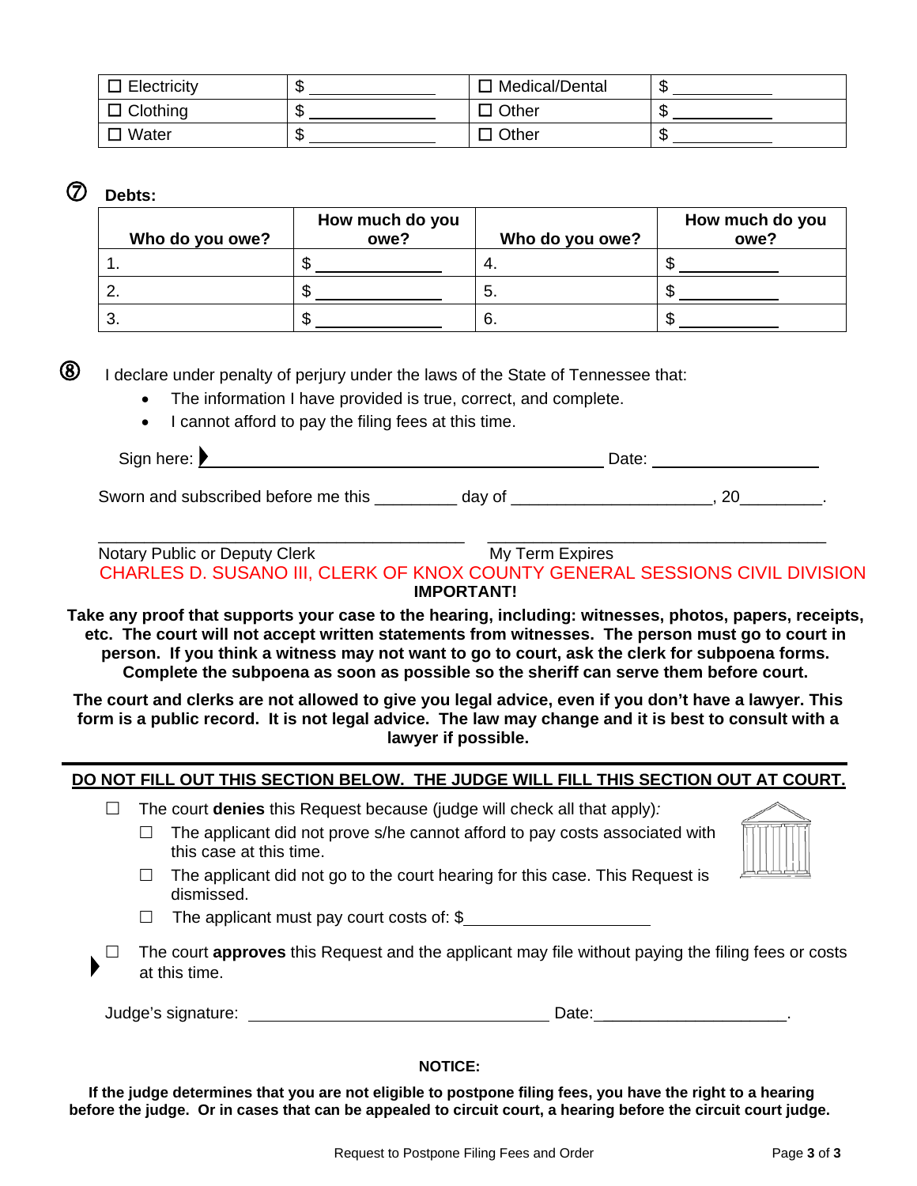| | | | |
|---|---|---|---|
| ☐ Electricity | $ ____________ | ☐ Medical/Dental | $ ____________ |
| ☐ Clothing | $ ____________ | ☐ Other | $ ____________ |
| ☐ Water | $ ____________ | ☐ Other | $ ____________ |

⑦ **Debts:**

| Who do you owe? | How much do you owe? | Who do you owe? | How much do you owe? |
|---|---|---|---|
| 1. | $ ____________ | 4. | $ ____________ |
| 2. | $ ____________ | 5. | $ ____________ |
| 3. | $ ____________ | 6. | $ ____________ |

⑧ I declare under penalty of perjury under the laws of the State of Tennessee that:

- The information I have provided is true, correct, and complete.
- I cannot afford to pay the filing fees at this time.

Sign here: ▶ ________________________________________ Date: ________________

Sworn and subscribed before me this _________ day of _____________________, 20_________.

________________________________________ ________________________________________

Notary Public or Deputy Clerk My Term Expires

CHARLES D. SUSANO III, CLERK OF KNOX COUNTY GENERAL SESSIONS CIVIL DIVISION

**IMPORTANT!**

**Take any proof that supports your case to the hearing, including: witnesses, photos, papers, receipts, etc. The court will not accept written statements from witnesses. The person must go to court in person. If you think a witness may not want to go to court, ask the clerk for subpoena forms. Complete the subpoena as soon as possible so the sheriff can serve them before court.**

**The court and clerks are not allowed to give you legal advice, even if you don't have a lawyer. This form is a public record. It is not legal advice. The law may change and it is best to consult with a lawyer if possible.**

---

**DO NOT FILL OUT THIS SECTION BELOW. THE JUDGE WILL FILL THIS SECTION OUT AT COURT.**

☐ The court **denies** this Request because (judge will check all that apply)*:*

- ☐ The applicant did not prove s/he cannot afford to pay costs associated with this case at this time.
- ☐ The applicant did not go to the court hearing for this case. This Request is dismissed.
- ☐ The applicant must pay court costs of: $____________________

▶ ☐ The court **approves** this Request and the applicant may file without paying the filing fees or costs at this time.

Judge's signature: ________________________________ Date:____________________.

**NOTICE:**

**If the judge determines that you are not eligible to postpone filing fees, you have the right to a hearing before the judge. Or in cases that can be appealed to circuit court, a hearing before the circuit court judge.**